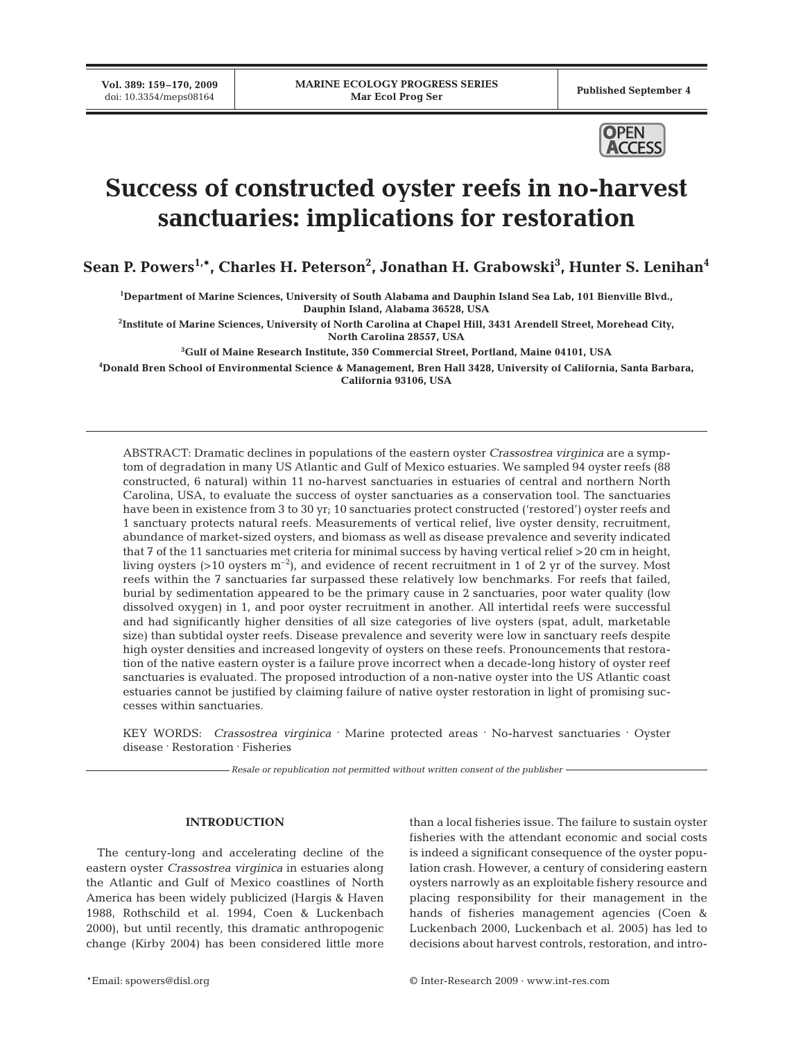# Success of constructed oyster reefs in no-harvest sanctuaries: implications for restoration

**Sean P. Powers[1,*], Charles H. Peterson[2], Jonathan H. Grabowski[3], Hunter S. Lenihan[4]**

[1]Department of Marine Sciences, University of South Alabama and Dauphin Island Sea Lab, 101 Bienville Blvd., Dauphin Island, Alabama 36528, USA

[2]Institute of Marine Sciences, University of North Carolina at Chapel Hill, 3431 Arendell Street, Morehead City, North Carolina 28557, USA

[3]Gulf of Maine Research Institute, 350 Commercial Street, Portland, Maine 04101, USA

[4]Donald Bren School of Environmental Science & Management, Bren Hall 3428, University of California, Santa Barbara, California 93106, USA

ABSTRACT: Dramatic declines in populations of the eastern oyster *Crassostrea virginica* are a symptom of degradation in many US Atlantic and Gulf of Mexico estuaries. We sampled 94 oyster reefs (88 constructed, 6 natural) within 11 no-harvest sanctuaries in estuaries of central and northern North Carolina, USA, to evaluate the success of oyster sanctuaries as a conservation tool. The sanctuaries have been in existence from 3 to 30 yr; 10 sanctuaries protect constructed ('restored') oyster reefs and 1 sanctuary protects natural reefs. Measurements of vertical relief, live oyster density, recruitment, abundance of market-sized oysters, and biomass as well as disease prevalence and severity indicated that 7 of the 11 sanctuaries met criteria for minimal success by having vertical relief >20 cm in height, living oysters (>10 oysters $m^{-2}$), and evidence of recent recruitment in 1 of 2 yr of the survey. Most reefs within the 7 sanctuaries far surpassed these relatively low benchmarks. For reefs that failed, burial by sedimentation appeared to be the primary cause in 2 sanctuaries, poor water quality (low dissolved oxygen) in 1, and poor oyster recruitment in another. All intertidal reefs were successful and had significantly higher densities of all size categories of live oysters (spat, adult, marketable size) than subtidal oyster reefs. Disease prevalence and severity were low in sanctuary reefs despite high oyster densities and increased longevity of oysters on these reefs. Pronouncements that restoration of the native eastern oyster is a failure prove incorrect when a decade-long history of oyster reef sanctuaries is evaluated. The proposed introduction of a non-native oyster into the US Atlantic coast estuaries cannot be justified by claiming failure of native oyster restoration in light of promising successes within sanctuaries.

KEY WORDS: *Crassostrea virginica* · Marine protected areas · No-harvest sanctuaries · Oyster disease · Restoration · Fisheries

*Resale or republication not permitted without written consent of the publisher*

## INTRODUCTION

The century-long and accelerating decline of the eastern oyster *Crassostrea virginica* in estuaries along the Atlantic and Gulf of Mexico coastlines of North America has been widely publicized (Hargis & Haven 1988, Rothschild et al. 1994, Coen & Luckenbach 2000), but until recently, this dramatic anthropogenic change (Kirby 2004) has been considered little more than a local fisheries issue. The failure to sustain oyster fisheries with the attendant economic and social costs is indeed a significant consequence of the oyster population crash. However, a century of considering eastern oysters narrowly as an exploitable fishery resource and placing responsibility for their management in the hands of fisheries management agencies (Coen & Luckenbach 2000, Luckenbach et al. 2005) has led to decisions about harvest controls, restoration, and intro-

*Email: spowers@disl.org

© Inter-Research 2009 · www.int-res.com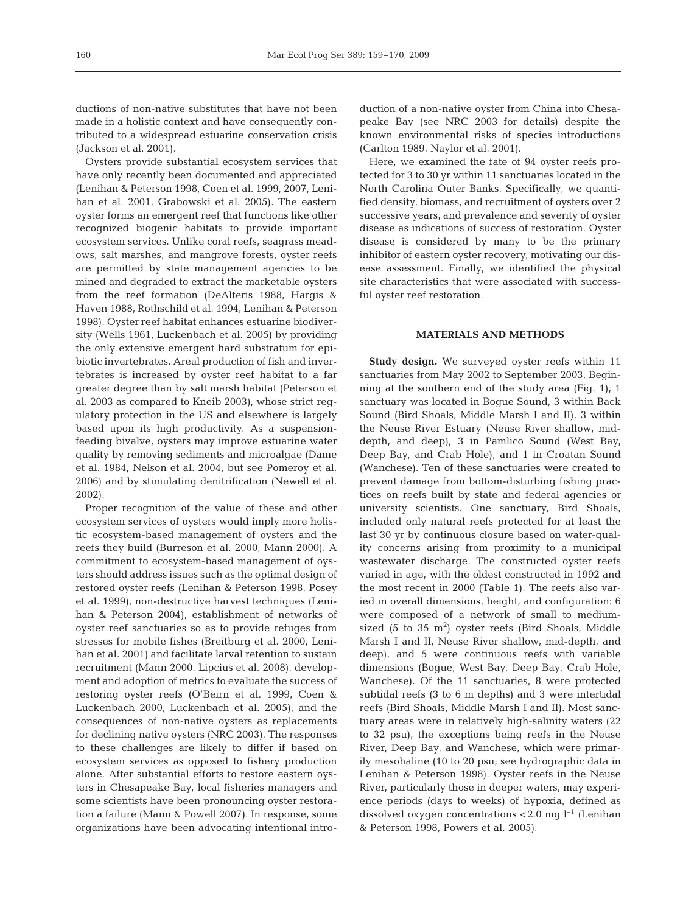ductions of non-native substitutes that have not been made in a holistic context and have consequently contributed to a widespread estuarine conservation crisis (Jackson et al. 2001).

Oysters provide substantial ecosystem services that have only recently been documented and appreciated (Lenihan & Peterson 1998, Coen et al. 1999, 2007, Lenihan et al. 2001, Grabowski et al. 2005). The eastern oyster forms an emergent reef that functions like other recognized biogenic habitats to provide important ecosystem services. Unlike coral reefs, seagrass meadows, salt marshes, and mangrove forests, oyster reefs are permitted by state management agencies to be mined and degraded to extract the marketable oysters from the reef formation (DeAlteris 1988, Hargis & Haven 1988, Rothschild et al. 1994, Lenihan & Peterson 1998). Oyster reef habitat enhances estuarine biodiversity (Wells 1961, Luckenbach et al. 2005) by providing the only extensive emergent hard substratum for epibiotic invertebrates. Areal production of fish and invertebrates is increased by oyster reef habitat to a far greater degree than by salt marsh habitat (Peterson et al. 2003 as compared to Kneib 2003), whose strict regulatory protection in the US and elsewhere is largely based upon its high productivity. As a suspension-feeding bivalve, oysters may improve estuarine water quality by removing sediments and microalgae (Dame et al. 1984, Nelson et al. 2004, but see Pomeroy et al. 2006) and by stimulating denitrification (Newell et al. 2002).

Proper recognition of the value of these and other ecosystem services of oysters would imply more holistic ecosystem-based management of oysters and the reefs they build (Burreson et al. 2000, Mann 2000). A commitment to ecosystem-based management of oysters should address issues such as the optimal design of restored oyster reefs (Lenihan & Peterson 1998, Posey et al. 1999), non-destructive harvest techniques (Lenihan & Peterson 2004), establishment of networks of oyster reef sanctuaries so as to provide refuges from stresses for mobile fishes (Breitburg et al. 2000, Lenihan et al. 2001) and facilitate larval retention to sustain recruitment (Mann 2000, Lipcius et al. 2008), development and adoption of metrics to evaluate the success of restoring oyster reefs (O'Beirn et al. 1999, Coen & Luckenbach 2000, Luckenbach et al. 2005), and the consequences of non-native oysters as replacements for declining native oysters (NRC 2003). The responses to these challenges are likely to differ if based on ecosystem services as opposed to fishery production alone. After substantial efforts to restore eastern oysters in Chesapeake Bay, local fisheries managers and some scientists have been pronouncing oyster restoration a failure (Mann & Powell 2007). In response, some organizations have been advocating intentional introduction of a non-native oyster from China into Chesapeake Bay (see NRC 2003 for details) despite the known environmental risks of species introductions (Carlton 1989, Naylor et al. 2001).

Here, we examined the fate of 94 oyster reefs protected for 3 to 30 yr within 11 sanctuaries located in the North Carolina Outer Banks. Specifically, we quantified density, biomass, and recruitment of oysters over 2 successive years, and prevalence and severity of oyster disease as indications of success of restoration. Oyster disease is considered by many to be the primary inhibitor of eastern oyster recovery, motivating our disease assessment. Finally, we identified the physical site characteristics that were associated with successful oyster reef restoration.

## MATERIALS AND METHODS

**Study design.** We surveyed oyster reefs within 11 sanctuaries from May 2002 to September 2003. Beginning at the southern end of the study area (Fig. 1), 1 sanctuary was located in Bogue Sound, 3 within Back Sound (Bird Shoals, Middle Marsh I and II), 3 within the Neuse River Estuary (Neuse River shallow, mid-depth, and deep), 3 in Pamlico Sound (West Bay, Deep Bay, and Crab Hole), and 1 in Croatan Sound (Wanchese). Ten of these sanctuaries were created to prevent damage from bottom-disturbing fishing practices on reefs built by state and federal agencies or university scientists. One sanctuary, Bird Shoals, included only natural reefs protected for at least the last 30 yr by continuous closure based on water-quality concerns arising from proximity to a municipal wastewater discharge. The constructed oyster reefs varied in age, with the oldest constructed in 1992 and the most recent in 2000 (Table 1). The reefs also varied in overall dimensions, height, and configuration: 6 were composed of a network of small to medium-sized (5 to 35 $m^2$) oyster reefs (Bird Shoals, Middle Marsh I and II, Neuse River shallow, mid-depth, and deep), and 5 were continuous reefs with variable dimensions (Bogue, West Bay, Deep Bay, Crab Hole, Wanchese). Of the 11 sanctuaries, 8 were protected subtidal reefs (3 to 6 m depths) and 3 were intertidal reefs (Bird Shoals, Middle Marsh I and II). Most sanctuary areas were in relatively high-salinity waters (22 to 32 psu), the exceptions being reefs in the Neuse River, Deep Bay, and Wanchese, which were primarily mesohaline (10 to 20 psu; see hydrographic data in Lenihan & Peterson 1998). Oyster reefs in the Neuse River, particularly those in deeper waters, may experience periods (days to weeks) of hypoxia, defined as dissolved oxygen concentrations <2.0 mg $l^{-1}$ (Lenihan & Peterson 1998, Powers et al. 2005).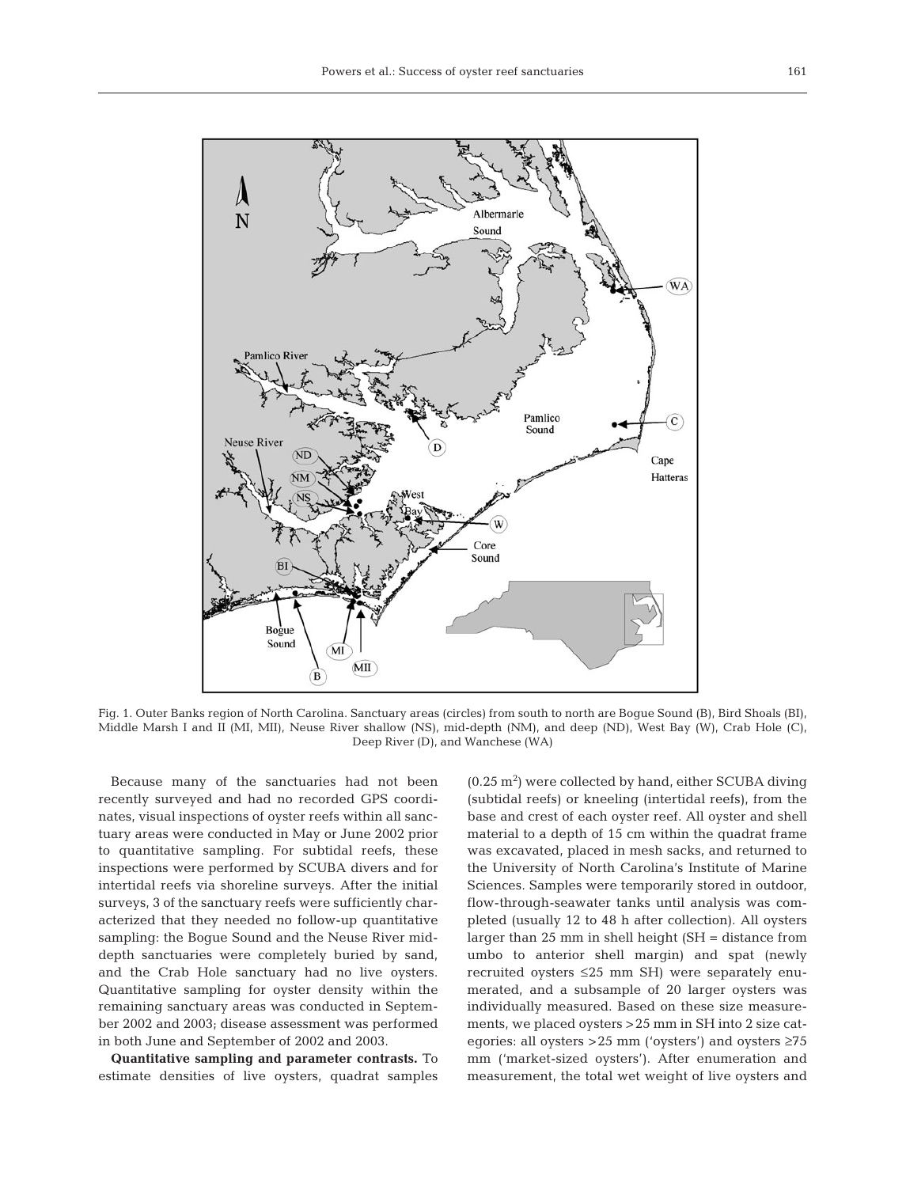Fig. 1. Outer Banks region of North Carolina. Sanctuary areas (circles) from south to north are Bogue Sound (B), Bird Shoals (BI), Middle Marsh I and II (MI, MII), Neuse River shallow (NS), mid-depth (NM), and deep (ND), West Bay (W), Crab Hole (C), Deep River (D), and Wanchese (WA)

Because many of the sanctuaries had not been recently surveyed and had no recorded GPS coordinates, visual inspections of oyster reefs within all sanctuary areas were conducted in May or June 2002 prior to quantitative sampling. For subtidal reefs, these inspections were performed by SCUBA divers and for intertidal reefs via shoreline surveys. After the initial surveys, 3 of the sanctuary reefs were sufficiently characterized that they needed no follow-up quantitative sampling: the Bogue Sound and the Neuse River mid-depth sanctuaries were completely buried by sand, and the Crab Hole sanctuary had no live oysters. Quantitative sampling for oyster density within the remaining sanctuary areas was conducted in September 2002 and 2003; disease assessment was performed in both June and September of 2002 and 2003.

**Quantitative sampling and parameter contrasts.** To estimate densities of live oysters, quadrat samples ($0.25$ m$^2$) were collected by hand, either SCUBA diving (subtidal reefs) or kneeling (intertidal reefs), from the base and crest of each oyster reef. All oyster and shell material to a depth of 15 cm within the quadrat frame was excavated, placed in mesh sacks, and returned to the University of North Carolina's Institute of Marine Sciences. Samples were temporarily stored in outdoor, flow-through-seawater tanks until analysis was completed (usually 12 to 48 h after collection). All oysters larger than 25 mm in shell height (SH = distance from umbo to anterior shell margin) and spat (newly recruited oysters $\leq$25 mm SH) were separately enumerated, and a subsample of 20 larger oysters was individually measured. Based on these size measurements, we placed oysters >25 mm in SH into 2 size categories: all oysters >25 mm ('oysters') and oysters $\geq$75 mm ('market-sized oysters'). After enumeration and measurement, the total wet weight of live oysters and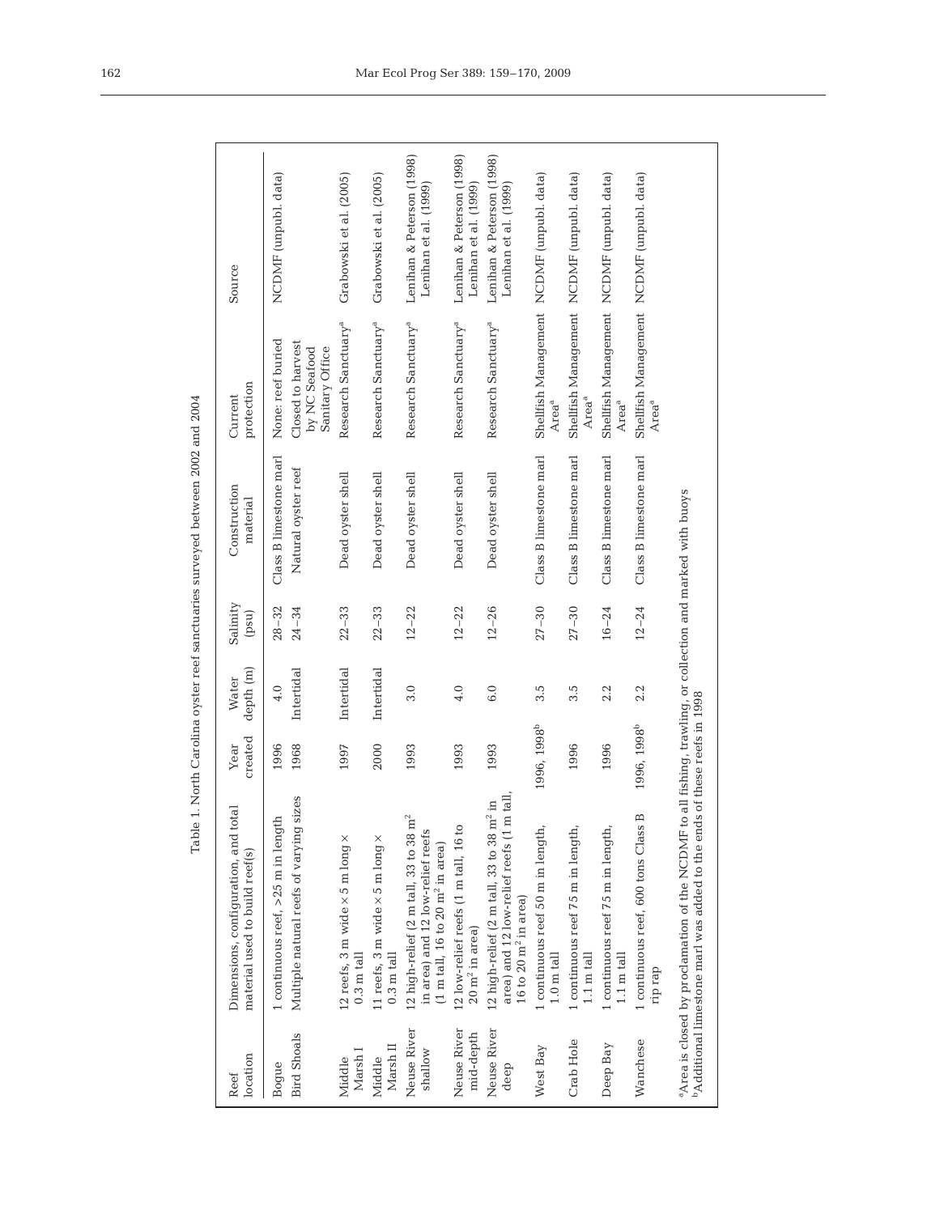Table 1. North Carolina oyster reef sanctuaries surveyed between 2002 and 2004

| Reef location | Dimensions, configuration, and total material used to build reef(s) | Year created | Water depth (m) | Salinity (psu) | Construction material | Current protection | Source |
|---|---|---|---|---|---|---|---|
| Bogue | 1 continuous reef, >25 m in length | 1996 | 4.0 | 28–32 | Class B limestone marl | None: reef buried | NCDMF (unpubl. data) |
| Bird Shoals | Multiple natural reefs of varying sizes | 1968 | Intertidal | 24–34 | Natural oyster reef | Closed to harvest by NC Seafood Sanitary Office | |
| Middle Marsh I | 12 reefs, 3 m wide × 5 m long × 0.3 m tall | 1997 | Intertidal | 22–33 | Dead oyster shell | Research Sanctuary[a] | Grabowski et al. (2005) |
| Middle Marsh II | 11 reefs, 3 m wide × 5 m long × 0.3 m tall | 2000 | Intertidal | 22–33 | Dead oyster shell | Research Sanctuary[a] | Grabowski et al. (2005) |
| Neuse River shallow | 12 high-relief (2 m tall, 33 to 38 $m^2$ in area) and 12 low-relief reefs (1 m tall, 16 to 20 $m^2$ in area) | 1993 | 3.0 | 12–22 | Dead oyster shell | Research Sanctuary[a] | Lenihan & Peterson (1998) Lenihan et al. (1999) |
| Neuse River mid-depth | 12 low-relief reefs (1 m tall, 16 to 20 $m^2$ in area) | 1993 | 4.0 | 12–22 | Dead oyster shell | Research Sanctuary[a] | Lenihan & Peterson (1998) Lenihan et al. (1999) |
| Neuse River deep | 12 high-relief (2 m tall, 33 to 38 $m^2$ in area) and 12 low-relief reefs (1 m tall, 16 to 20 $m^2$ in area) | 1993 | 6.0 | 12–26 | Dead oyster shell | Research Sanctuary[a] | Lenihan & Peterson (1998) Lenihan et al. (1999) |
| West Bay | 1 continuous reef 50 m in length, 1.0 m tall | 1996, 1998[b] | 3.5 | 27–30 | Class B limestone marl | Shellfish Management Area[a] | NCDMF (unpubl. data) |
| Crab Hole | 1 continuous reef 75 m in length, 1.1 m tall | 1996 | 3.5 | 27–30 | Class B limestone marl | Shellfish Management Area[a] | NCDMF (unpubl. data) |
| Deep Bay | 1 continuous reef 75 m in length, 1.1 m tall | 1996 | 2.2 | 16–24 | Class B limestone marl | Shellfish Management Area[a] | NCDMF (unpubl. data) |
| Wanchese | 1 continuous reef, 600 tons Class B rip rap | 1996, 1998[b] | 2.2 | 12–24 | Class B limestone marl | Shellfish Management Area[a] | NCDMF (unpubl. data) |

[a]Area is closed by proclamation of the NCDMF to all fishing, trawling, or collection and marked with buoys
[b]Additional limestone marl was added to the ends of these reefs in 1998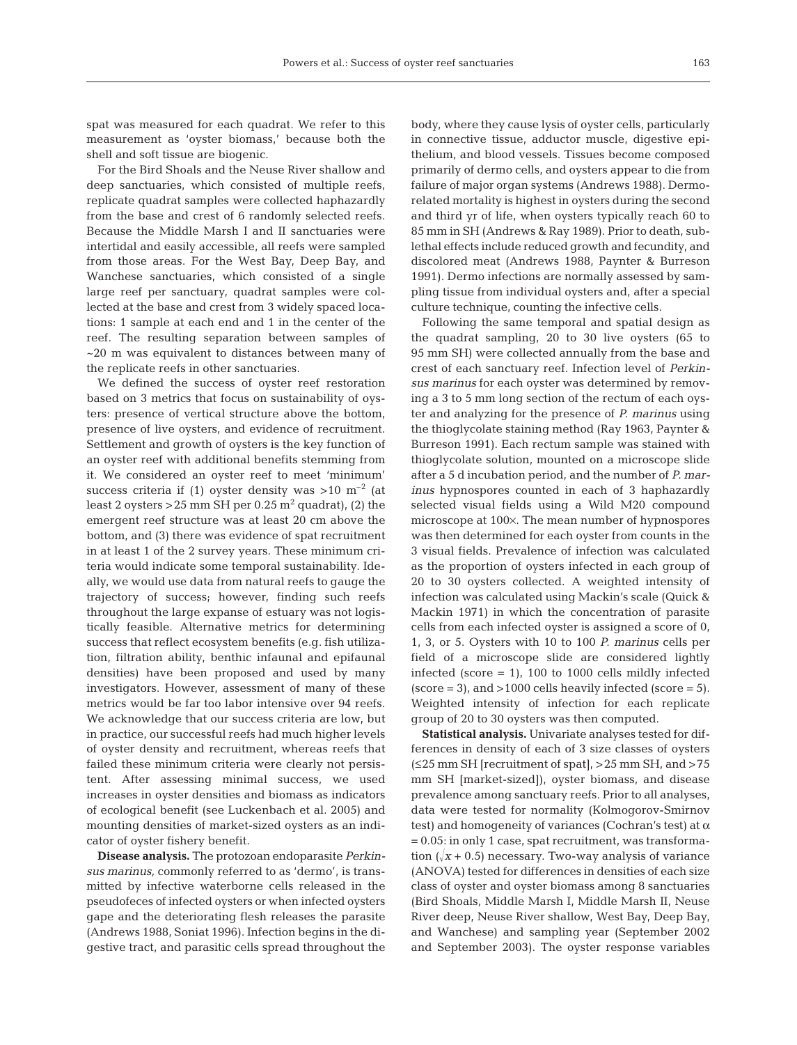spat was measured for each quadrat. We refer to this measurement as 'oyster biomass,' because both the shell and soft tissue are biogenic.

For the Bird Shoals and the Neuse River shallow and deep sanctuaries, which consisted of multiple reefs, replicate quadrat samples were collected haphazardly from the base and crest of 6 randomly selected reefs. Because the Middle Marsh I and II sanctuaries were intertidal and easily accessible, all reefs were sampled from those areas. For the West Bay, Deep Bay, and Wanchese sanctuaries, which consisted of a single large reef per sanctuary, quadrat samples were collected at the base and crest from 3 widely spaced locations: 1 sample at each end and 1 in the center of the reef. The resulting separation between samples of ~20 m was equivalent to distances between many of the replicate reefs in other sanctuaries.

We defined the success of oyster reef restoration based on 3 metrics that focus on sustainability of oysters: presence of vertical structure above the bottom, presence of live oysters, and evidence of recruitment. Settlement and growth of oysters is the key function of an oyster reef with additional benefits stemming from it. We considered an oyster reef to meet 'minimum' success criteria if (1) oyster density was $>10$ m$^{-2}$ (at least 2 oysters >25 mm SH per 0.25 m$^2$ quadrat), (2) the emergent reef structure was at least 20 cm above the bottom, and (3) there was evidence of spat recruitment in at least 1 of the 2 survey years. These minimum criteria would indicate some temporal sustainability. Ideally, we would use data from natural reefs to gauge the trajectory of success; however, finding such reefs throughout the large expanse of estuary was not logistically feasible. Alternative metrics for determining success that reflect ecosystem benefits (e.g. fish utilization, filtration ability, benthic infaunal and epifaunal densities) have been proposed and used by many investigators. However, assessment of many of these metrics would be far too labor intensive over 94 reefs. We acknowledge that our success criteria are low, but in practice, our successful reefs had much higher levels of oyster density and recruitment, whereas reefs that failed these minimum criteria were clearly not persistent. After assessing minimal success, we used increases in oyster densities and biomass as indicators of ecological benefit (see Luckenbach et al. 2005) and mounting densities of market-sized oysters as an indicator of oyster fishery benefit.

**Disease analysis.** The protozoan endoparasite *Perkinsus marinus,* commonly referred to as 'dermo', is transmitted by infective waterborne cells released in the pseudofeces of infected oysters or when infected oysters gape and the deteriorating flesh releases the parasite (Andrews 1988, Soniat 1996). Infection begins in the digestive tract, and parasitic cells spread throughout the body, where they cause lysis of oyster cells, particularly in connective tissue, adductor muscle, digestive epithelium, and blood vessels. Tissues become composed primarily of dermo cells, and oysters appear to die from failure of major organ systems (Andrews 1988). Dermo-related mortality is highest in oysters during the second and third yr of life, when oysters typically reach 60 to 85 mm in SH (Andrews & Ray 1989). Prior to death, sublethal effects include reduced growth and fecundity, and discolored meat (Andrews 1988, Paynter & Burreson 1991). Dermo infections are normally assessed by sampling tissue from individual oysters and, after a special culture technique, counting the infective cells.

Following the same temporal and spatial design as the quadrat sampling, 20 to 30 live oysters (65 to 95 mm SH) were collected annually from the base and crest of each sanctuary reef. Infection level of *Perkinsus marinus* for each oyster was determined by removing a 3 to 5 mm long section of the rectum of each oyster and analyzing for the presence of *P. marinus* using the thioglycolate staining method (Ray 1963, Paynter & Burreson 1991). Each rectum sample was stained with thioglycolate solution, mounted on a microscope slide after a 5 d incubation period, and the number of *P. marinus* hypnospores counted in each of 3 haphazardly selected visual fields using a Wild M20 compound microscope at 100×. The mean number of hypnospores was then determined for each oyster from counts in the 3 visual fields. Prevalence of infection was calculated as the proportion of oysters infected in each group of 20 to 30 oysters collected. A weighted intensity of infection was calculated using Mackin's scale (Quick & Mackin 1971) in which the concentration of parasite cells from each infected oyster is assigned a score of 0, 1, 3, or 5. Oysters with 10 to 100 *P. marinus* cells per field of a microscope slide are considered lightly infected (score = 1), 100 to 1000 cells mildly infected (score = 3), and >1000 cells heavily infected (score = 5). Weighted intensity of infection for each replicate group of 20 to 30 oysters was then computed.

**Statistical analysis.** Univariate analyses tested for differences in density of each of 3 size classes of oysters (≤25 mm SH [recruitment of spat], >25 mm SH, and >75 mm SH [market-sized]), oyster biomass, and disease prevalence among sanctuary reefs. Prior to all analyses, data were tested for normality (Kolmogorov-Smirnov test) and homogeneity of variances (Cochran's test) at $\alpha = 0.05$: in only 1 case, spat recruitment, was transformation ($\sqrt{x + 0.5}$) necessary. Two-way analysis of variance (ANOVA) tested for differences in densities of each size class of oyster and oyster biomass among 8 sanctuaries (Bird Shoals, Middle Marsh I, Middle Marsh II, Neuse River deep, Neuse River shallow, West Bay, Deep Bay, and Wanchese) and sampling year (September 2002 and September 2003). The oyster response variables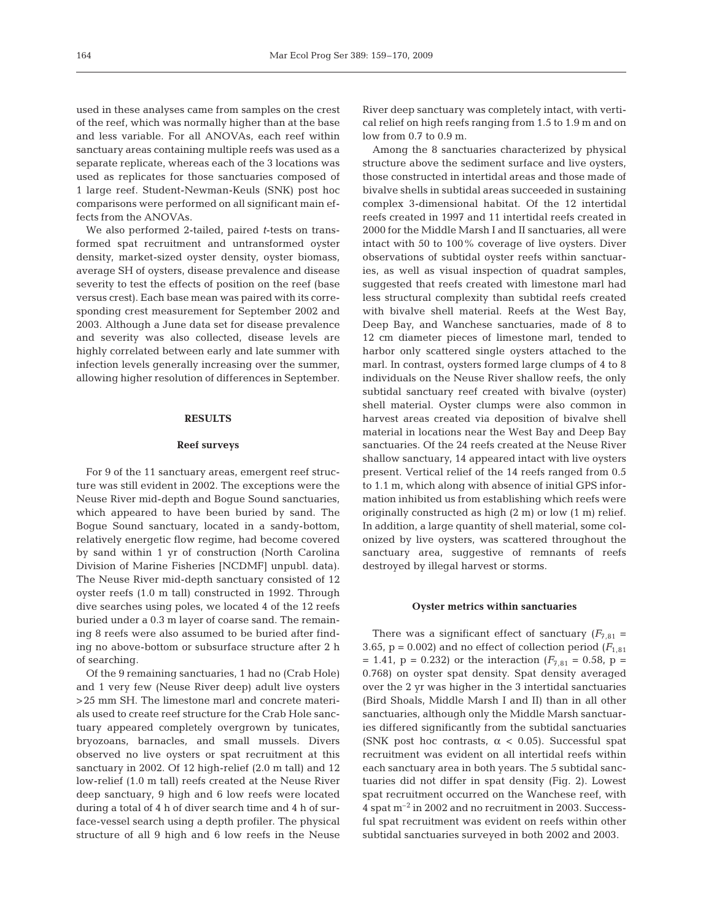used in these analyses came from samples on the crest of the reef, which was normally higher than at the base and less variable. For all ANOVAs, each reef within sanctuary areas containing multiple reefs was used as a separate replicate, whereas each of the 3 locations was used as replicates for those sanctuaries composed of 1 large reef. Student-Newman-Keuls (SNK) post hoc comparisons were performed on all significant main effects from the ANOVAs.

We also performed 2-tailed, paired *t*-tests on transformed spat recruitment and untransformed oyster density, market-sized oyster density, oyster biomass, average SH of oysters, disease prevalence and disease severity to test the effects of position on the reef (base versus crest). Each base mean was paired with its corresponding crest measurement for September 2002 and 2003. Although a June data set for disease prevalence and severity was also collected, disease levels are highly correlated between early and late summer with infection levels generally increasing over the summer, allowing higher resolution of differences in September.

## RESULTS

### Reef surveys

For 9 of the 11 sanctuary areas, emergent reef structure was still evident in 2002. The exceptions were the Neuse River mid-depth and Bogue Sound sanctuaries, which appeared to have been buried by sand. The Bogue Sound sanctuary, located in a sandy-bottom, relatively energetic flow regime, had become covered by sand within 1 yr of construction (North Carolina Division of Marine Fisheries [NCDMF] unpubl. data). The Neuse River mid-depth sanctuary consisted of 12 oyster reefs (1.0 m tall) constructed in 1992. Through dive searches using poles, we located 4 of the 12 reefs buried under a 0.3 m layer of coarse sand. The remaining 8 reefs were also assumed to be buried after finding no above-bottom or subsurface structure after 2 h of searching.

Of the 9 remaining sanctuaries, 1 had no (Crab Hole) and 1 very few (Neuse River deep) adult live oysters >25 mm SH. The limestone marl and concrete materials used to create reef structure for the Crab Hole sanctuary appeared completely overgrown by tunicates, bryozoans, barnacles, and small mussels. Divers observed no live oysters or spat recruitment at this sanctuary in 2002. Of 12 high-relief (2.0 m tall) and 12 low-relief (1.0 m tall) reefs created at the Neuse River deep sanctuary, 9 high and 6 low reefs were located during a total of 4 h of diver search time and 4 h of surface-vessel search using a depth profiler. The physical structure of all 9 high and 6 low reefs in the Neuse River deep sanctuary was completely intact, with vertical relief on high reefs ranging from 1.5 to 1.9 m and on low from 0.7 to 0.9 m.

Among the 8 sanctuaries characterized by physical structure above the sediment surface and live oysters, those constructed in intertidal areas and those made of bivalve shells in subtidal areas succeeded in sustaining complex 3-dimensional habitat. Of the 12 intertidal reefs created in 1997 and 11 intertidal reefs created in 2000 for the Middle Marsh I and II sanctuaries, all were intact with 50 to 100% coverage of live oysters. Diver observations of subtidal oyster reefs within sanctuaries, as well as visual inspection of quadrat samples, suggested that reefs created with limestone marl had less structural complexity than subtidal reefs created with bivalve shell material. Reefs at the West Bay, Deep Bay, and Wanchese sanctuaries, made of 8 to 12 cm diameter pieces of limestone marl, tended to harbor only scattered single oysters attached to the marl. In contrast, oysters formed large clumps of 4 to 8 individuals on the Neuse River shallow reefs, the only subtidal sanctuary reef created with bivalve (oyster) shell material. Oyster clumps were also common in harvest areas created via deposition of bivalve shell material in locations near the West Bay and Deep Bay sanctuaries. Of the 24 reefs created at the Neuse River shallow sanctuary, 14 appeared intact with live oysters present. Vertical relief of the 14 reefs ranged from 0.5 to 1.1 m, which along with absence of initial GPS information inhibited us from establishing which reefs were originally constructed as high (2 m) or low (1 m) relief. In addition, a large quantity of shell material, some colonized by live oysters, was scattered throughout the sanctuary area, suggestive of remnants of reefs destroyed by illegal harvest or storms.

### Oyster metrics within sanctuaries

There was a significant effect of sanctuary ($F_{7,81}$ = 3.65, p = 0.002) and no effect of collection period ($F_{1,81}$ = 1.41, p = 0.232) or the interaction ($F_{7,81}$ = 0.58, p = 0.768) on oyster spat density. Spat density averaged over the 2 yr was higher in the 3 intertidal sanctuaries (Bird Shoals, Middle Marsh I and II) than in all other sanctuaries, although only the Middle Marsh sanctuaries differed significantly from the subtidal sanctuaries (SNK post hoc contrasts, $\alpha < 0.05$). Successful spat recruitment was evident on all intertidal reefs within each sanctuary area in both years. The 5 subtidal sanctuaries did not differ in spat density (Fig. 2). Lowest spat recruitment occurred on the Wanchese reef, with 4 spat $m^{-2}$ in 2002 and no recruitment in 2003. Successful spat recruitment was evident on reefs within other subtidal sanctuaries surveyed in both 2002 and 2003.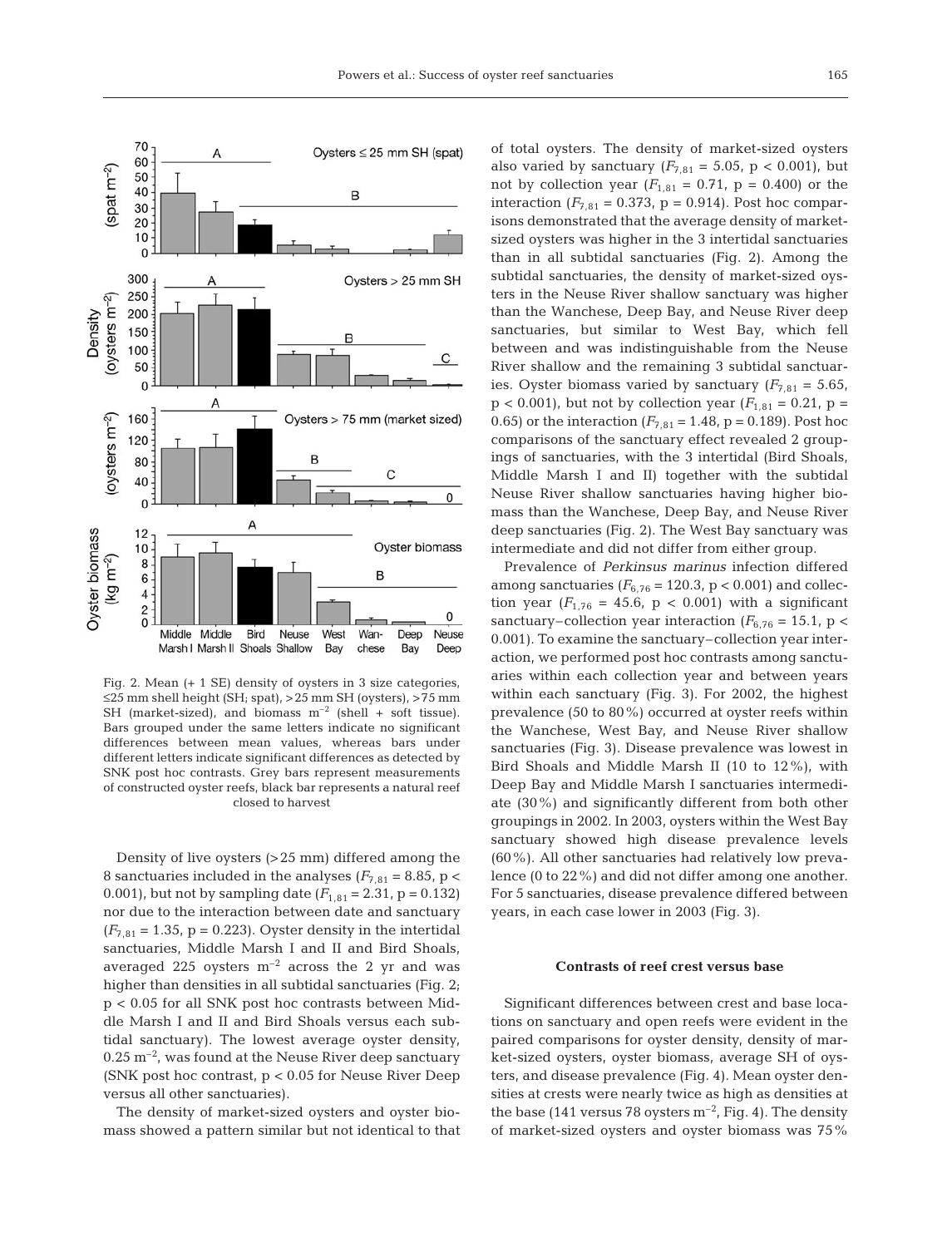Fig. 2. Mean (+ 1 SE) density of oysters in 3 size categories, ≤25 mm shell height (SH; spat), >25 mm SH (oysters), >75 mm SH (market-sized), and biomass $m^{-2}$ (shell + soft tissue). Bars grouped under the same letters indicate no significant differences between mean values, whereas bars under different letters indicate significant differences as detected by SNK post hoc contrasts. Grey bars represent measurements of constructed oyster reefs, black bar represents a natural reef closed to harvest

Density of live oysters (>25 mm) differed among the 8 sanctuaries included in the analyses ($F_{7,81} = 8.85$, $p < 0.001$), but not by sampling date ($F_{1,81} = 2.31$, $p = 0.132$) nor due to the interaction between date and sanctuary ($F_{7,81} = 1.35$, $p = 0.223$). Oyster density in the intertidal sanctuaries, Middle Marsh I and II and Bird Shoals, averaged 225 oysters $m^{-2}$ across the 2 yr and was higher than densities in all subtidal sanctuaries (Fig. 2; $p < 0.05$ for all SNK post hoc contrasts between Middle Marsh I and II and Bird Shoals versus each subtidal sanctuary). The lowest average oyster density, 0.25 $m^{-2}$, was found at the Neuse River deep sanctuary (SNK post hoc contrast, $p < 0.05$ for Neuse River Deep versus all other sanctuaries).

The density of market-sized oysters and oyster biomass showed a pattern similar but not identical to that of total oysters. The density of market-sized oysters also varied by sanctuary ($F_{7,81} = 5.05$, $p < 0.001$), but not by collection year ($F_{1,81} = 0.71$, $p = 0.400$) or the interaction ($F_{7,81} = 0.373$, $p = 0.914$). Post hoc comparisons demonstrated that the average density of market-sized oysters was higher in the 3 intertidal sanctuaries than in all subtidal sanctuaries (Fig. 2). Among the subtidal sanctuaries, the density of market-sized oysters in the Neuse River shallow sanctuary was higher than the Wanchese, Deep Bay, and Neuse River deep sanctuaries, but similar to West Bay, which fell between and was indistinguishable from the Neuse River shallow and the remaining 3 subtidal sanctuaries. Oyster biomass varied by sanctuary ($F_{7,81} = 5.65$, $p < 0.001$), but not by collection year ($F_{1,81} = 0.21$, $p = 0.65$) or the interaction ($F_{7,81} = 1.48$, $p = 0.189$). Post hoc comparisons of the sanctuary effect revealed 2 groupings of sanctuaries, with the 3 intertidal (Bird Shoals, Middle Marsh I and II) together with the subtidal Neuse River shallow sanctuaries having higher biomass than the Wanchese, Deep Bay, and Neuse River deep sanctuaries (Fig. 2). The West Bay sanctuary was intermediate and did not differ from either group.

Prevalence of *Perkinsus marinus* infection differed among sanctuaries ($F_{6,76} = 120.3$, $p < 0.001$) and collection year ($F_{1,76} = 45.6$, $p < 0.001$) with a significant sanctuary–collection year interaction ($F_{6,76} = 15.1$, $p < 0.001$). To examine the sanctuary–collection year interaction, we performed post hoc contrasts among sanctuaries within each collection year and between years within each sanctuary (Fig. 3). For 2002, the highest prevalence (50 to 80%) occurred at oyster reefs within the Wanchese, West Bay, and Neuse River shallow sanctuaries (Fig. 3). Disease prevalence was lowest in Bird Shoals and Middle Marsh II (10 to 12%), with Deep Bay and Middle Marsh I sanctuaries intermediate (30%) and significantly different from both other groupings in 2002. In 2003, oysters within the West Bay sanctuary showed high disease prevalence levels (60%). All other sanctuaries had relatively low prevalence (0 to 22%) and did not differ among one another. For 5 sanctuaries, disease prevalence differed between years, in each case lower in 2003 (Fig. 3).

### Contrasts of reef crest versus base

Significant differences between crest and base locations on sanctuary and open reefs were evident in the paired comparisons for oyster density, density of market-sized oysters, oyster biomass, average SH of oysters, and disease prevalence (Fig. 4). Mean oyster densities at crests were nearly twice as high as densities at the base (141 versus 78 oysters $m^{-2}$, Fig. 4). The density of market-sized oysters and oyster biomass was 75%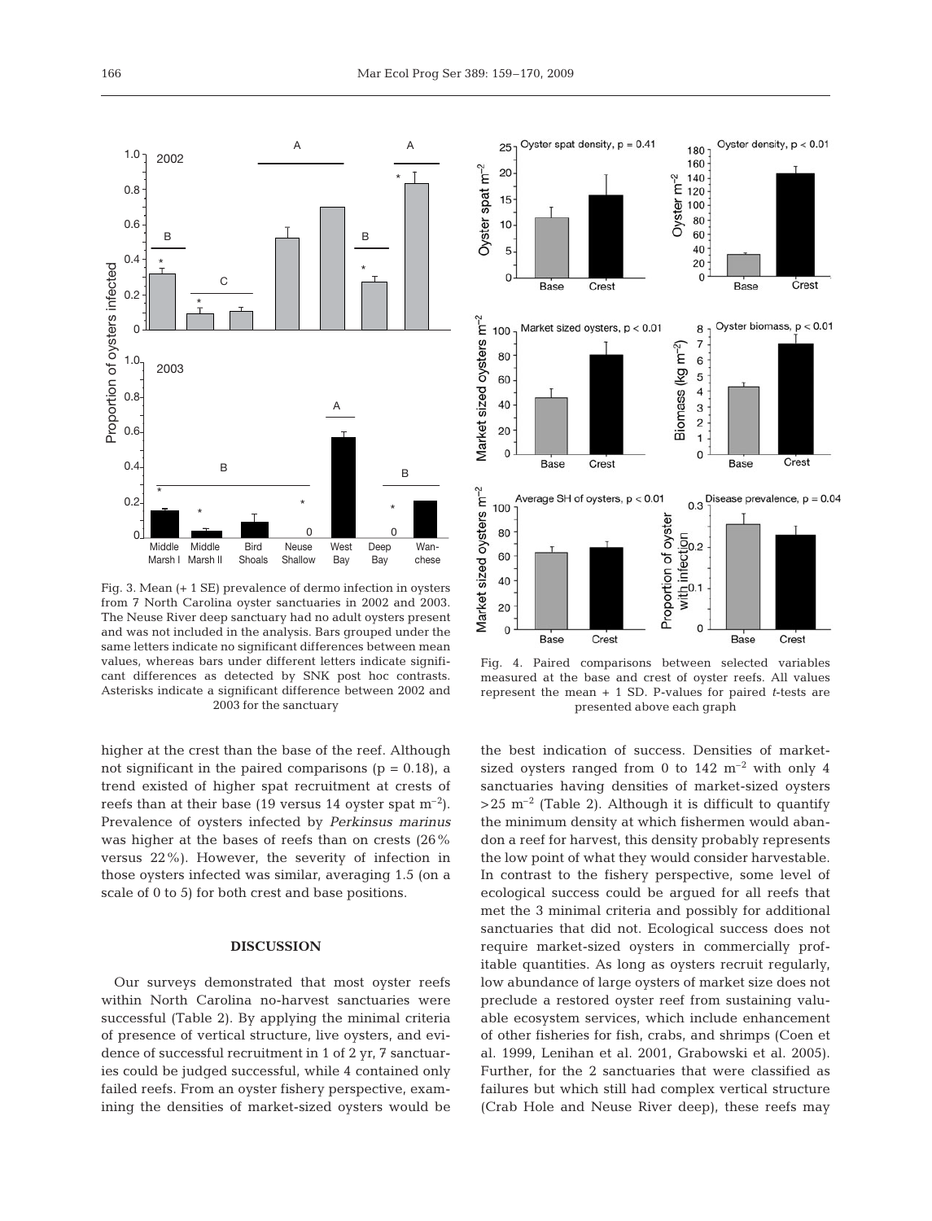Fig. 3. Mean (+ 1 SE) prevalence of dermo infection in oysters from 7 North Carolina oyster sanctuaries in 2002 and 2003. The Neuse River deep sanctuary had no adult oysters present and was not included in the analysis. Bars grouped under the same letters indicate no significant differences between mean values, whereas bars under different letters indicate significant differences as detected by SNK post hoc contrasts. Asterisks indicate a significant difference between 2002 and 2003 for the sanctuary

Fig. 4. Paired comparisons between selected variables measured at the base and crest of oyster reefs. All values represent the mean + 1 SD. P-values for paired *t*-tests are presented above each graph

higher at the crest than the base of the reef. Although not significant in the paired comparisons ($p = 0.18$), a trend existed of higher spat recruitment at crests of reefs than at their base (19 versus 14 oyster spat $m^{-2}$). Prevalence of oysters infected by *Perkinsus marinus* was higher at the bases of reefs than on crests (26% versus 22%). However, the severity of infection in those oysters infected was similar, averaging 1.5 (on a scale of 0 to 5) for both crest and base positions.

## DISCUSSION

Our surveys demonstrated that most oyster reefs within North Carolina no-harvest sanctuaries were successful (Table 2). By applying the minimal criteria of presence of vertical structure, live oysters, and evidence of successful recruitment in 1 of 2 yr, 7 sanctuaries could be judged successful, while 4 contained only failed reefs. From an oyster fishery perspective, examining the densities of market-sized oysters would be the best indication of success. Densities of market-sized oysters ranged from 0 to 142 $m^{-2}$ with only 4 sanctuaries having densities of market-sized oysters $>25$ $m^{-2}$ (Table 2). Although it is difficult to quantify the minimum density at which fishermen would abandon a reef for harvest, this density probably represents the low point of what they would consider harvestable. In contrast to the fishery perspective, some level of ecological success could be argued for all reefs that met the 3 minimal criteria and possibly for additional sanctuaries that did not. Ecological success does not require market-sized oysters in commercially profitable quantities. As long as oysters recruit regularly, low abundance of large oysters of market size does not preclude a restored oyster reef from sustaining valuable ecosystem services, which include enhancement of other fisheries for fish, crabs, and shrimps (Coen et al. 1999, Lenihan et al. 2001, Grabowski et al. 2005). Further, for the 2 sanctuaries that were classified as failures but which still had complex vertical structure (Crab Hole and Neuse River deep), these reefs may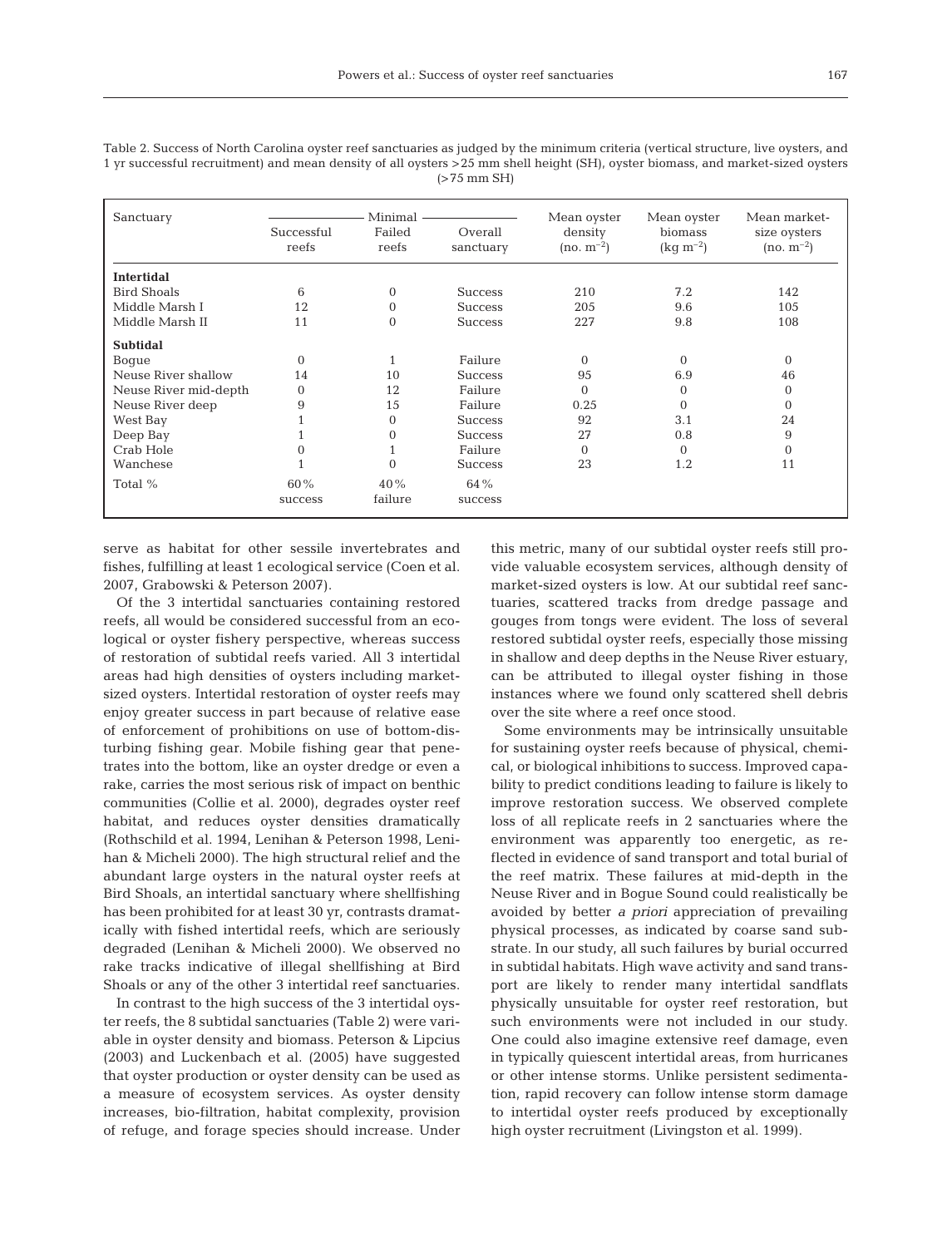Table 2. Success of North Carolina oyster reef sanctuaries as judged by the minimum criteria (vertical structure, live oysters, and 1 yr successful recruitment) and mean density of all oysters >25 mm shell height (SH), oyster biomass, and market-sized oysters (>75 mm SH)

| Sanctuary | Minimal | | | Mean oyster density (no. $m^{-2}$) | Mean oyster biomass (kg $m^{-2}$) | Mean market-size oysters (no. $m^{-2}$) |
|---|---|---|---|---|---|---|
| | Successful reefs | Failed reefs | Overall sanctuary | | | |
| **Intertidal** | | | | | | |
| Bird Shoals | 6 | 0 | Success | 210 | 7.2 | 142 |
| Middle Marsh I | 12 | 0 | Success | 205 | 9.6 | 105 |
| Middle Marsh II | 11 | 0 | Success | 227 | 9.8 | 108 |
| **Subtidal** | | | | | | |
| Bogue | 0 | 1 | Failure | 0 | 0 | 0 |
| Neuse River shallow | 14 | 10 | Success | 95 | 6.9 | 46 |
| Neuse River mid-depth | 0 | 12 | Failure | 0 | 0 | 0 |
| Neuse River deep | 9 | 15 | Failure | 0.25 | 0 | 0 |
| West Bay | 1 | 0 | Success | 92 | 3.1 | 24 |
| Deep Bay | 1 | 0 | Success | 27 | 0.8 | 9 |
| Crab Hole | 0 | 1 | Failure | 0 | 0 | 0 |
| Wanchese | 1 | 0 | Success | 23 | 1.2 | 11 |
| Total % | 60% success | 40% failure | 64% success | | | |

serve as habitat for other sessile invertebrates and fishes, fulfilling at least 1 ecological service (Coen et al. 2007, Grabowski & Peterson 2007).

Of the 3 intertidal sanctuaries containing restored reefs, all would be considered successful from an ecological or oyster fishery perspective, whereas success of restoration of subtidal reefs varied. All 3 intertidal areas had high densities of oysters including market-sized oysters. Intertidal restoration of oyster reefs may enjoy greater success in part because of relative ease of enforcement of prohibitions on use of bottom-disturbing fishing gear. Mobile fishing gear that penetrates into the bottom, like an oyster dredge or even a rake, carries the most serious risk of impact on benthic communities (Collie et al. 2000), degrades oyster reef habitat, and reduces oyster densities dramatically (Rothschild et al. 1994, Lenihan & Peterson 1998, Lenihan & Micheli 2000). The high structural relief and the abundant large oysters in the natural oyster reefs at Bird Shoals, an intertidal sanctuary where shellfishing has been prohibited for at least 30 yr, contrasts dramatically with fished intertidal reefs, which are seriously degraded (Lenihan & Micheli 2000). We observed no rake tracks indicative of illegal shellfishing at Bird Shoals or any of the other 3 intertidal reef sanctuaries.

In contrast to the high success of the 3 intertidal oyster reefs, the 8 subtidal sanctuaries (Table 2) were variable in oyster density and biomass. Peterson & Lipcius (2003) and Luckenbach et al. (2005) have suggested that oyster production or oyster density can be used as a measure of ecosystem services. As oyster density increases, bio-filtration, habitat complexity, provision of refuge, and forage species should increase. Under this metric, many of our subtidal oyster reefs still provide valuable ecosystem services, although density of market-sized oysters is low. At our subtidal reef sanctuaries, scattered tracks from dredge passage and gouges from tongs were evident. The loss of several restored subtidal oyster reefs, especially those missing in shallow and deep depths in the Neuse River estuary, can be attributed to illegal oyster fishing in those instances where we found only scattered shell debris over the site where a reef once stood.

Some environments may be intrinsically unsuitable for sustaining oyster reefs because of physical, chemical, or biological inhibitions to success. Improved capability to predict conditions leading to failure is likely to improve restoration success. We observed complete loss of all replicate reefs in 2 sanctuaries where the environment was apparently too energetic, as reflected in evidence of sand transport and total burial of the reef matrix. These failures at mid-depth in the Neuse River and in Bogue Sound could realistically be avoided by better *a priori* appreciation of prevailing physical processes, as indicated by coarse sand substrate. In our study, all such failures by burial occurred in subtidal habitats. High wave activity and sand transport are likely to render many intertidal sandflats physically unsuitable for oyster reef restoration, but such environments were not included in our study. One could also imagine extensive reef damage, even in typically quiescent intertidal areas, from hurricanes or other intense storms. Unlike persistent sedimentation, rapid recovery can follow intense storm damage to intertidal oyster reefs produced by exceptionally high oyster recruitment (Livingston et al. 1999).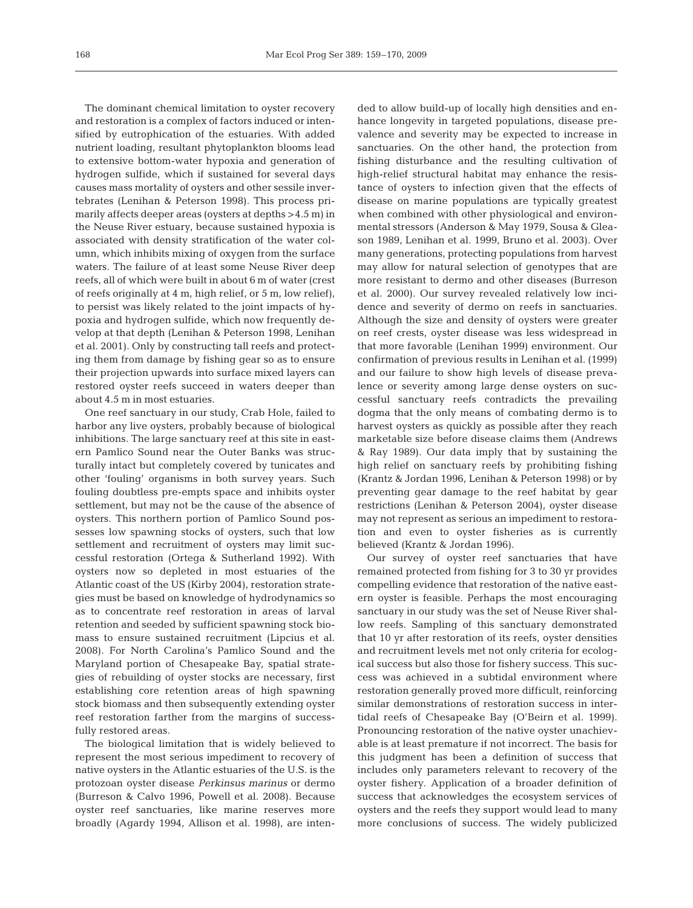The dominant chemical limitation to oyster recovery and restoration is a complex of factors induced or intensified by eutrophication of the estuaries. With added nutrient loading, resultant phytoplankton blooms lead to extensive bottom-water hypoxia and generation of hydrogen sulfide, which if sustained for several days causes mass mortality of oysters and other sessile invertebrates (Lenihan & Peterson 1998). This process primarily affects deeper areas (oysters at depths >4.5 m) in the Neuse River estuary, because sustained hypoxia is associated with density stratification of the water column, which inhibits mixing of oxygen from the surface waters. The failure of at least some Neuse River deep reefs, all of which were built in about 6 m of water (crest of reefs originally at 4 m, high relief, or 5 m, low relief), to persist was likely related to the joint impacts of hypoxia and hydrogen sulfide, which now frequently develop at that depth (Lenihan & Peterson 1998, Lenihan et al. 2001). Only by constructing tall reefs and protecting them from damage by fishing gear so as to ensure their projection upwards into surface mixed layers can restored oyster reefs succeed in waters deeper than about 4.5 m in most estuaries.

One reef sanctuary in our study, Crab Hole, failed to harbor any live oysters, probably because of biological inhibitions. The large sanctuary reef at this site in eastern Pamlico Sound near the Outer Banks was structurally intact but completely covered by tunicates and other 'fouling' organisms in both survey years. Such fouling doubtless pre-empts space and inhibits oyster settlement, but may not be the cause of the absence of oysters. This northern portion of Pamlico Sound possesses low spawning stocks of oysters, such that low settlement and recruitment of oysters may limit successful restoration (Ortega & Sutherland 1992). With oysters now so depleted in most estuaries of the Atlantic coast of the US (Kirby 2004), restoration strategies must be based on knowledge of hydrodynamics so as to concentrate reef restoration in areas of larval retention and seeded by sufficient spawning stock biomass to ensure sustained recruitment (Lipcius et al. 2008). For North Carolina's Pamlico Sound and the Maryland portion of Chesapeake Bay, spatial strategies of rebuilding of oyster stocks are necessary, first establishing core retention areas of high spawning stock biomass and then subsequently extending oyster reef restoration farther from the margins of successfully restored areas.

The biological limitation that is widely believed to represent the most serious impediment to recovery of native oysters in the Atlantic estuaries of the U.S. is the protozoan oyster disease *Perkinsus marinus* or dermo (Burreson & Calvo 1996, Powell et al. 2008). Because oyster reef sanctuaries, like marine reserves more broadly (Agardy 1994, Allison et al. 1998), are intended to allow build-up of locally high densities and enhance longevity in targeted populations, disease prevalence and severity may be expected to increase in sanctuaries. On the other hand, the protection from fishing disturbance and the resulting cultivation of high-relief structural habitat may enhance the resistance of oysters to infection given that the effects of disease on marine populations are typically greatest when combined with other physiological and environmental stressors (Anderson & May 1979, Sousa & Gleason 1989, Lenihan et al. 1999, Bruno et al. 2003). Over many generations, protecting populations from harvest may allow for natural selection of genotypes that are more resistant to dermo and other diseases (Burreson et al. 2000). Our survey revealed relatively low incidence and severity of dermo on reefs in sanctuaries. Although the size and density of oysters were greater on reef crests, oyster disease was less widespread in that more favorable (Lenihan 1999) environment. Our confirmation of previous results in Lenihan et al. (1999) and our failure to show high levels of disease prevalence or severity among large dense oysters on successful sanctuary reefs contradicts the prevailing dogma that the only means of combating dermo is to harvest oysters as quickly as possible after they reach marketable size before disease claims them (Andrews & Ray 1989). Our data imply that by sustaining the high relief on sanctuary reefs by prohibiting fishing (Krantz & Jordan 1996, Lenihan & Peterson 1998) or by preventing gear damage to the reef habitat by gear restrictions (Lenihan & Peterson 2004), oyster disease may not represent as serious an impediment to restoration and even to oyster fisheries as is currently believed (Krantz & Jordan 1996).

Our survey of oyster reef sanctuaries that have remained protected from fishing for 3 to 30 yr provides compelling evidence that restoration of the native eastern oyster is feasible. Perhaps the most encouraging sanctuary in our study was the set of Neuse River shallow reefs. Sampling of this sanctuary demonstrated that 10 yr after restoration of its reefs, oyster densities and recruitment levels met not only criteria for ecological success but also those for fishery success. This success was achieved in a subtidal environment where restoration generally proved more difficult, reinforcing similar demonstrations of restoration success in intertidal reefs of Chesapeake Bay (O'Beirn et al. 1999). Pronouncing restoration of the native oyster unachievable is at least premature if not incorrect. The basis for this judgment has been a definition of success that includes only parameters relevant to recovery of the oyster fishery. Application of a broader definition of success that acknowledges the ecosystem services of oysters and the reefs they support would lead to many more conclusions of success. The widely publicized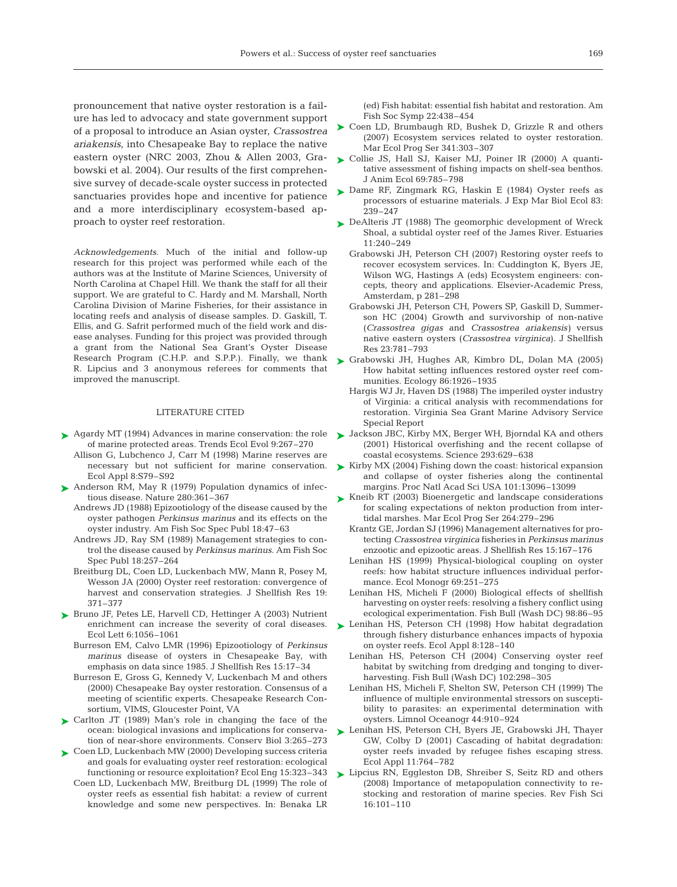pronouncement that native oyster restoration is a failure has led to advocacy and state government support of a proposal to introduce an Asian oyster, *Crassostrea ariakensis*, into Chesapeake Bay to replace the native eastern oyster (NRC 2003, Zhou & Allen 2003, Grabowski et al. 2004). Our results of the first comprehensive survey of decade-scale oyster success in protected sanctuaries provides hope and incentive for patience and a more interdisciplinary ecosystem-based approach to oyster reef restoration.

*Acknowledgements.* Much of the initial and follow-up research for this project was performed while each of the authors was at the Institute of Marine Sciences, University of North Carolina at Chapel Hill. We thank the staff for all their support. We are grateful to C. Hardy and M. Marshall, North Carolina Division of Marine Fisheries, for their assistance in locating reefs and analysis of disease samples. D. Gaskill, T. Ellis, and G. Safrit performed much of the field work and disease analyses. Funding for this project was provided through a grant from the National Sea Grant's Oyster Disease Research Program (C.H.P. and S.P.P.). Finally, we thank R. Lipcius and 3 anonymous referees for comments that improved the manuscript.

## LITERATURE CITED

- Agardy MT (1994) Advances in marine conservation: the role of marine protected areas. Trends Ecol Evol 9:267–270
- Allison G, Lubchenco J, Carr M (1998) Marine reserves are necessary but not sufficient for marine conservation. Ecol Appl 8:S79–S92
- Anderson RM, May R (1979) Population dynamics of infectious disease. Nature 280:361–367
- Andrews JD (1988) Epizootiology of the disease caused by the oyster pathogen *Perkinsus marinus* and its effects on the oyster industry. Am Fish Soc Spec Publ 18:47–63
- Andrews JD, Ray SM (1989) Management strategies to control the disease caused by *Perkinsus marinus.* Am Fish Soc Spec Publ 18:257–264
- Breitburg DL, Coen LD, Luckenbach MW, Mann R, Posey M, Wesson JA (2000) Oyster reef restoration: convergence of harvest and conservation strategies. J Shellfish Res 19: 371–377
- Bruno JF, Petes LE, Harvell CD, Hettinger A (2003) Nutrient enrichment can increase the severity of coral diseases. Ecol Lett 6:1056–1061
- Burreson EM, Calvo LMR (1996) Epizootiology of *Perkinsus marinus* disease of oysters in Chesapeake Bay, with emphasis on data since 1985. J Shellfish Res 15:17–34
- Burreson E, Gross G, Kennedy V, Luckenbach M and others (2000) Chesapeake Bay oyster restoration. Consensus of a meeting of scientific experts. Chesapeake Research Consortium, VIMS, Gloucester Point, VA
- Carlton JT (1989) Man's role in changing the face of the ocean: biological invasions and implications for conservation of near-shore environments. Conserv Biol 3:265–273
- Coen LD, Luckenbach MW (2000) Developing success criteria and goals for evaluating oyster reef restoration: ecological functioning or resource exploitation? Ecol Eng 15:323–343
- Coen LD, Luckenbach MW, Breitburg DL (1999) The role of oyster reefs as essential fish habitat: a review of current knowledge and some new perspectives. In: Benaka LR (ed) Fish habitat: essential fish habitat and restoration. Am Fish Soc Symp 22:438–454
- Coen LD, Brumbaugh RD, Bushek D, Grizzle R and others (2007) Ecosystem services related to oyster restoration. Mar Ecol Prog Ser 341:303–307
- Collie JS, Hall SJ, Kaiser MJ, Poiner IR (2000) A quantitative assessment of fishing impacts on shelf-sea benthos. J Anim Ecol 69:785–798
- Dame RF, Zingmark RG, Haskin E (1984) Oyster reefs as processors of estuarine materials. J Exp Mar Biol Ecol 83: 239–247
- DeAlteris JT (1988) The geomorphic development of Wreck Shoal, a subtidal oyster reef of the James River. Estuaries 11:240–249
- Grabowski JH, Peterson CH (2007) Restoring oyster reefs to recover ecosystem services. In: Cuddington K, Byers JE, Wilson WG, Hastings A (eds) Ecosystem engineers: concepts, theory and applications. Elsevier-Academic Press, Amsterdam, p 281–298
- Grabowski JH, Peterson CH, Powers SP, Gaskill D, Summerson HC (2004) Growth and survivorship of non-native (*Crassostrea gigas* and *Crassostrea ariakensis*) versus native eastern oysters (*Crassostrea virginica*). J Shellfish Res 23:781–793
- Grabowski JH, Hughes AR, Kimbro DL, Dolan MA (2005) How habitat setting influences restored oyster reef communities. Ecology 86:1926–1935
- Hargis WJ Jr, Haven DS (1988) The imperiled oyster industry of Virginia: a critical analysis with recommendations for restoration. Virginia Sea Grant Marine Advisory Service Special Report
- Jackson JBC, Kirby MX, Berger WH, Bjorndal KA and others (2001) Historical overfishing and the recent collapse of coastal ecosystems. Science 293:629–638
- Kirby MX (2004) Fishing down the coast: historical expansion and collapse of oyster fisheries along the continental margins. Proc Natl Acad Sci USA 101:13096–13099
- Kneib RT (2003) Bioenergetic and landscape considerations for scaling expectations of nekton production from intertidal marshes. Mar Ecol Prog Ser 264:279–296
- Krantz GE, Jordan SJ (1996) Management alternatives for protecting *Crassostrea virginica* fisheries in *Perkinsus marinus* enzootic and epizootic areas. J Shellfish Res 15:167–176
- Lenihan HS (1999) Physical-biological coupling on oyster reefs: how habitat structure influences individual performance. Ecol Monogr 69:251–275
- Lenihan HS, Micheli F (2000) Biological effects of shellfish harvesting on oyster reefs: resolving a fishery conflict using ecological experimentation. Fish Bull (Wash DC) 98:86–95
- Lenihan HS, Peterson CH (1998) How habitat degradation through fishery disturbance enhances impacts of hypoxia on oyster reefs. Ecol Appl 8:128–140
- Lenihan HS, Peterson CH (2004) Conserving oyster reef habitat by switching from dredging and tonging to diver-harvesting. Fish Bull (Wash DC) 102:298–305
- Lenihan HS, Micheli F, Shelton SW, Peterson CH (1999) The influence of multiple environmental stressors on susceptibility to parasites: an experimental determination with oysters. Limnol Oceanogr 44:910–924
- Lenihan HS, Peterson CH, Byers JE, Grabowski JH, Thayer GW, Colby D (2001) Cascading of habitat degradation: oyster reefs invaded by refugee fishes escaping stress. Ecol Appl 11:764–782
- Lipcius RN, Eggleston DB, Shreiber S, Seitz RD and others (2008) Importance of metapopulation connectivity to restocking and restoration of marine species. Rev Fish Sci 16:101–110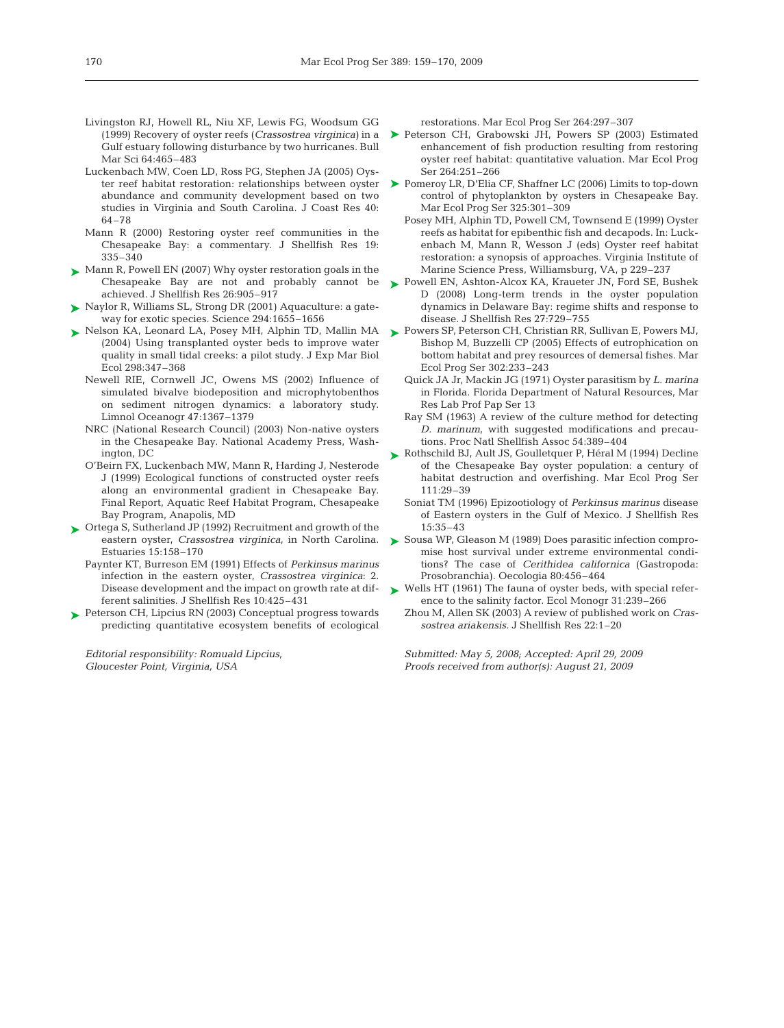Livingston RJ, Howell RL, Niu XF, Lewis FG, Woodsum GG (1999) Recovery of oyster reefs (*Crassostrea virginica*) in a Gulf estuary following disturbance by two hurricanes. Bull Mar Sci 64:465–483

Luckenbach MW, Coen LD, Ross PG, Stephen JA (2005) Oyster reef habitat restoration: relationships between oyster abundance and community development based on two studies in Virginia and South Carolina. J Coast Res 40: 64–78

Mann R (2000) Restoring oyster reef communities in the Chesapeake Bay: a commentary. J Shellfish Res 19: 335–340

Mann R, Powell EN (2007) Why oyster restoration goals in the Chesapeake Bay are not and probably cannot be achieved. J Shellfish Res 26:905–917

Naylor R, Williams SL, Strong DR (2001) Aquaculture: a gateway for exotic species. Science 294:1655–1656

Nelson KA, Leonard LA, Posey MH, Alphin TD, Mallin MA (2004) Using transplanted oyster beds to improve water quality in small tidal creeks: a pilot study. J Exp Mar Biol Ecol 298:347–368

Newell RIE, Cornwell JC, Owens MS (2002) Influence of simulated bivalve biodeposition and microphytobenthos on sediment nitrogen dynamics: a laboratory study. Limnol Oceanogr 47:1367–1379

NRC (National Research Council) (2003) Non-native oysters in the Chesapeake Bay. National Academy Press, Washington, DC

O'Beirn FX, Luckenbach MW, Mann R, Harding J, Nesterode J (1999) Ecological functions of constructed oyster reefs along an environmental gradient in Chesapeake Bay. Final Report, Aquatic Reef Habitat Program, Chesapeake Bay Program, Anapolis, MD

Ortega S, Sutherland JP (1992) Recruitment and growth of the eastern oyster, *Crassostrea virginica*, in North Carolina. Estuaries 15:158–170

Paynter KT, Burreson EM (1991) Effects of *Perkinsus marinus* infection in the eastern oyster, *Crassostrea virginica*: 2. Disease development and the impact on growth rate at different salinities. J Shellfish Res 10:425–431

Peterson CH, Lipcius RN (2003) Conceptual progress towards predicting quantitative ecosystem benefits of ecological restorations. Mar Ecol Prog Ser 264:297–307

Peterson CH, Grabowski JH, Powers SP (2003) Estimated enhancement of fish production resulting from restoring oyster reef habitat: quantitative valuation. Mar Ecol Prog Ser 264:251–266

Pomeroy LR, D'Elia CF, Shaffner LC (2006) Limits to top-down control of phytoplankton by oysters in Chesapeake Bay. Mar Ecol Prog Ser 325:301–309

Posey MH, Alphin TD, Powell CM, Townsend E (1999) Oyster reefs as habitat for epibenthic fish and decapods. In: Luckenbach M, Mann R, Wesson J (eds) Oyster reef habitat restoration: a synopsis of approaches. Virginia Institute of Marine Science Press, Williamsburg, VA, p 229–237

Powell EN, Ashton-Alcox KA, Kraueter JN, Ford SE, Bushek D (2008) Long-term trends in the oyster population dynamics in Delaware Bay: regime shifts and response to disease. J Shellfish Res 27:729–755

Powers SP, Peterson CH, Christian RR, Sullivan E, Powers MJ, Bishop M, Buzzelli CP (2005) Effects of eutrophication on bottom habitat and prey resources of demersal fishes. Mar Ecol Prog Ser 302:233–243

Quick JA Jr, Mackin JG (1971) Oyster parasitism by *L. marina* in Florida. Florida Department of Natural Resources, Mar Res Lab Prof Pap Ser 13

Ray SM (1963) A review of the culture method for detecting *D. marinum*, with suggested modifications and precautions. Proc Natl Shellfish Assoc 54:389–404

Rothschild BJ, Ault JS, Goulletquer P, Héral M (1994) Decline of the Chesapeake Bay oyster population: a century of habitat destruction and overfishing. Mar Ecol Prog Ser 111:29–39

Soniat TM (1996) Epizootiology of *Perkinsus marinus* disease of Eastern oysters in the Gulf of Mexico. J Shellfish Res 15:35–43

Sousa WP, Gleason M (1989) Does parasitic infection compromise host survival under extreme environmental conditions? The case of *Cerithidea californica* (Gastropoda: Prosobranchia). Oecologia 80:456–464

Wells HT (1961) The fauna of oyster beds, with special reference to the salinity factor. Ecol Monogr 31:239–266

Zhou M, Allen SK (2003) A review of published work on *Crassostrea ariakensis*. J Shellfish Res 22:1–20

*Editorial responsibility: Romuald Lipcius, Gloucester Point, Virginia, USA*

*Submitted: May 5, 2008; Accepted: April 29, 2009*
*Proofs received from author(s): August 21, 2009*